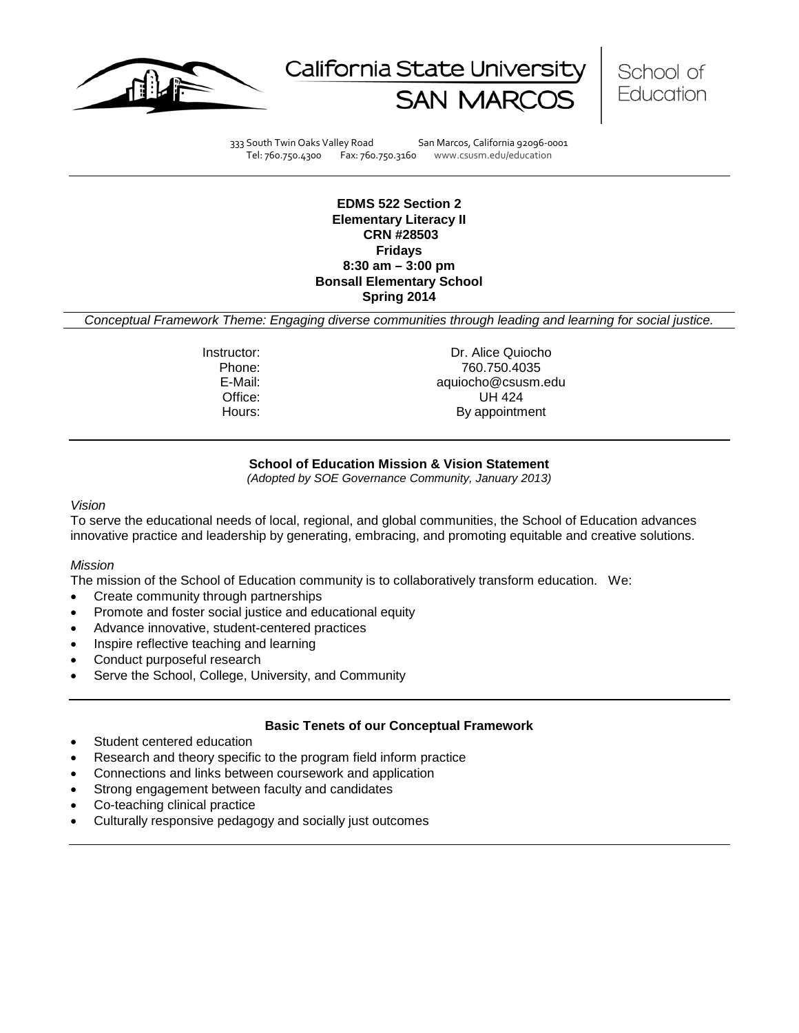California State University SAN MARCOS | School of Education

333 South Twin Oaks Valley Road San Marcos, California 92096-0001
Tel: 760.750.4300 Fax: 760.750.3160 www.csusm.edu/education

**EDMS 522 Section 2**
**Elementary Literacy II**
**CRN #28503**
**Fridays**
**8:30 am – 3:00 pm**
**Bonsall Elementary School**
**Spring 2014**

*Conceptual Framework Theme: Engaging diverse communities through leading and learning for social justice.*

| | |
|---|---|
| Instructor: | Dr. Alice Quiocho |
| Phone: | 760.750.4035 |
| E-Mail: | aquiocho@csusm.edu |
| Office: | UH 424 |
| Hours: | By appointment |

## School of Education Mission & Vision Statement

*(Adopted by SOE Governance Community, January 2013)*

*Vision*

To serve the educational needs of local, regional, and global communities, the School of Education advances innovative practice and leadership by generating, embracing, and promoting equitable and creative solutions.

*Mission*

The mission of the School of Education community is to collaboratively transform education. We:

- Create community through partnerships
- Promote and foster social justice and educational equity
- Advance innovative, student-centered practices
- Inspire reflective teaching and learning
- Conduct purposeful research
- Serve the School, College, University, and Community

## Basic Tenets of our Conceptual Framework

- Student centered education
- Research and theory specific to the program field inform practice
- Connections and links between coursework and application
- Strong engagement between faculty and candidates
- Co-teaching clinical practice
- Culturally responsive pedagogy and socially just outcomes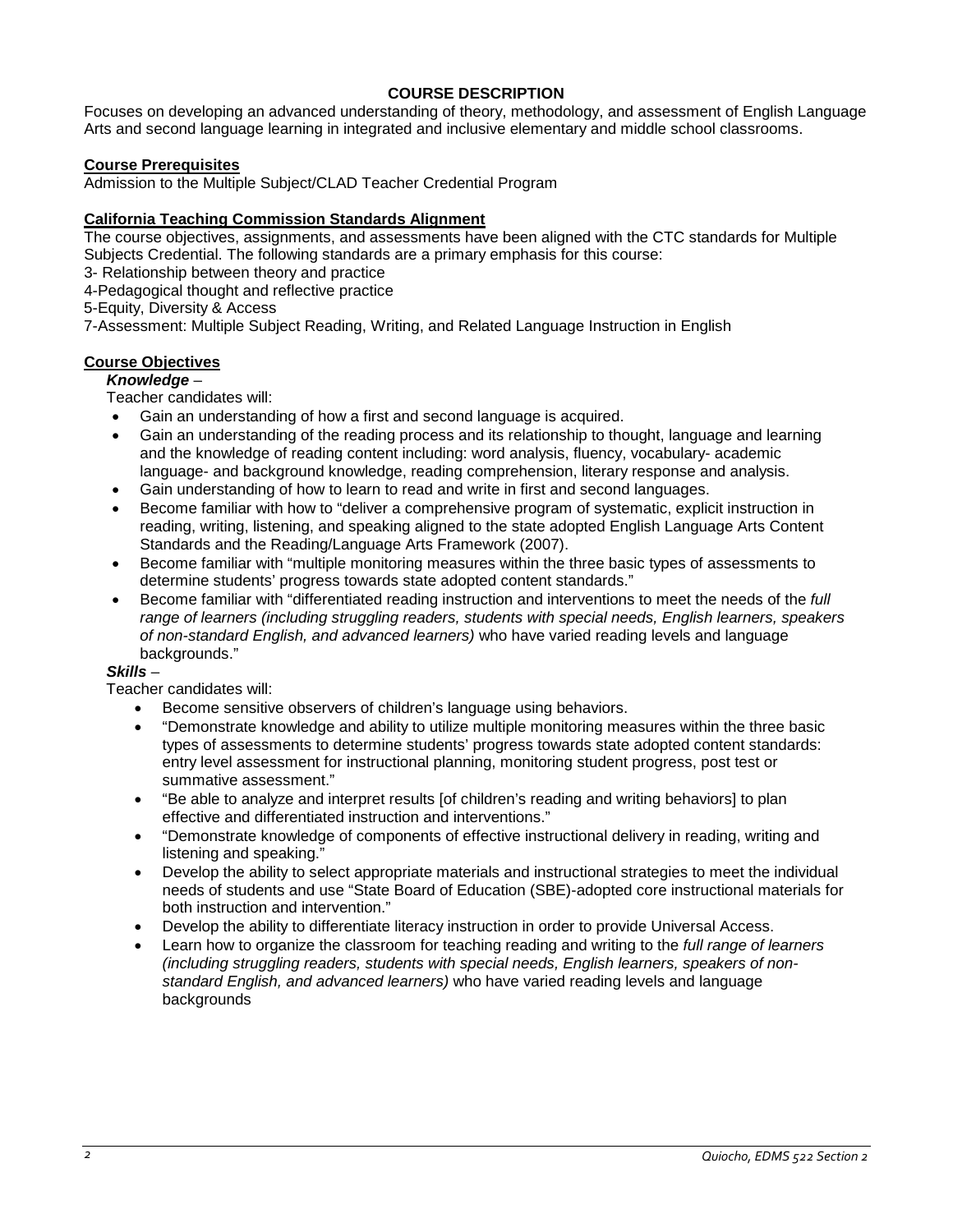## COURSE DESCRIPTION

Focuses on developing an advanced understanding of theory, methodology, and assessment of English Language Arts and second language learning in integrated and inclusive elementary and middle school classrooms.

### Course Prerequisites

Admission to the Multiple Subject/CLAD Teacher Credential Program

### California Teaching Commission Standards Alignment

The course objectives, assignments, and assessments have been aligned with the CTC standards for Multiple Subjects Credential. The following standards are a primary emphasis for this course:

3- Relationship between theory and practice
4-Pedagogical thought and reflective practice
5-Equity, Diversity & Access
7-Assessment: Multiple Subject Reading, Writing, and Related Language Instruction in English

### Course Objectives

***Knowledge*** –

Teacher candidates will:

- Gain an understanding of how a first and second language is acquired.
- Gain an understanding of the reading process and its relationship to thought, language and learning and the knowledge of reading content including: word analysis, fluency, vocabulary- academic language- and background knowledge, reading comprehension, literary response and analysis.
- Gain understanding of how to learn to read and write in first and second languages.
- Become familiar with how to "deliver a comprehensive program of systematic, explicit instruction in reading, writing, listening, and speaking aligned to the state adopted English Language Arts Content Standards and the Reading/Language Arts Framework (2007).
- Become familiar with "multiple monitoring measures within the three basic types of assessments to determine students' progress towards state adopted content standards."
- Become familiar with "differentiated reading instruction and interventions to meet the needs of the *full range of learners (including struggling readers, students with special needs, English learners, speakers of non-standard English, and advanced learners)* who have varied reading levels and language backgrounds."

***Skills*** –

Teacher candidates will:

- Become sensitive observers of children's language using behaviors.
- "Demonstrate knowledge and ability to utilize multiple monitoring measures within the three basic types of assessments to determine students' progress towards state adopted content standards: entry level assessment for instructional planning, monitoring student progress, post test or summative assessment."
- "Be able to analyze and interpret results [of children's reading and writing behaviors] to plan effective and differentiated instruction and interventions."
- "Demonstrate knowledge of components of effective instructional delivery in reading, writing and listening and speaking."
- Develop the ability to select appropriate materials and instructional strategies to meet the individual needs of students and use "State Board of Education (SBE)-adopted core instructional materials for both instruction and intervention."
- Develop the ability to differentiate literacy instruction in order to provide Universal Access.
- Learn how to organize the classroom for teaching reading and writing to the *full range of learners (including struggling readers, students with special needs, English learners, speakers of non-standard English, and advanced learners)* who have varied reading levels and language backgrounds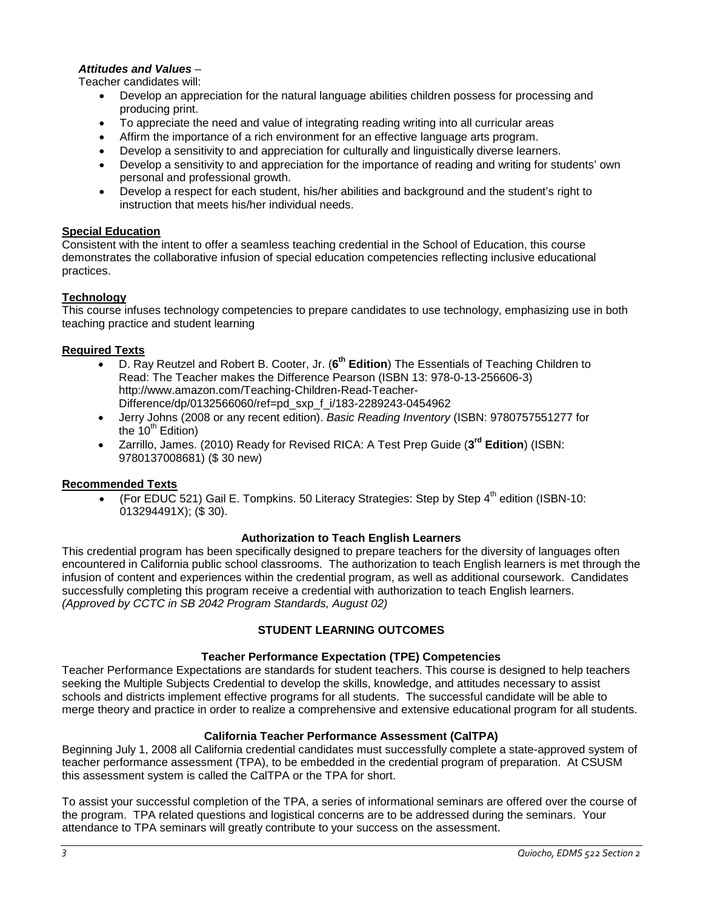***Attitudes and Values*** –

Teacher candidates will:

- Develop an appreciation for the natural language abilities children possess for processing and producing print.
- To appreciate the need and value of integrating reading writing into all curricular areas
- Affirm the importance of a rich environment for an effective language arts program.
- Develop a sensitivity to and appreciation for culturally and linguistically diverse learners.
- Develop a sensitivity to and appreciation for the importance of reading and writing for students' own personal and professional growth.
- Develop a respect for each student, his/her abilities and background and the student's right to instruction that meets his/her individual needs.

**Special Education**

Consistent with the intent to offer a seamless teaching credential in the School of Education, this course demonstrates the collaborative infusion of special education competencies reflecting inclusive educational practices.

**Technology**

This course infuses technology competencies to prepare candidates to use technology, emphasizing use in both teaching practice and student learning

**Required Texts**

- D. Ray Reutzel and Robert B. Cooter, Jr. (**6th Edition**) The Essentials of Teaching Children to Read: The Teacher makes the Difference Pearson (ISBN 13: 978-0-13-256606-3) http://www.amazon.com/Teaching-Children-Read-Teacher-Difference/dp/0132566060/ref=pd_sxp_f_i/183-2289243-0454962
- Jerry Johns (2008 or any recent edition). *Basic Reading Inventory* (ISBN: 9780757551277 for the 10th Edition)
- Zarrillo, James. (2010) Ready for Revised RICA: A Test Prep Guide (**3rd Edition**) (ISBN: 9780137008681) ($ 30 new)

**Recommended Texts**

- (For EDUC 521) Gail E. Tompkins. 50 Literacy Strategies: Step by Step 4th edition (ISBN-10: 013294491X); ($ 30).

**Authorization to Teach English Learners**

This credential program has been specifically designed to prepare teachers for the diversity of languages often encountered in California public school classrooms. The authorization to teach English learners is met through the infusion of content and experiences within the credential program, as well as additional coursework. Candidates successfully completing this program receive a credential with authorization to teach English learners. *(Approved by CCTC in SB 2042 Program Standards, August 02)*

## STUDENT LEARNING OUTCOMES

### Teacher Performance Expectation (TPE) Competencies

Teacher Performance Expectations are standards for student teachers. This course is designed to help teachers seeking the Multiple Subjects Credential to develop the skills, knowledge, and attitudes necessary to assist schools and districts implement effective programs for all students. The successful candidate will be able to merge theory and practice in order to realize a comprehensive and extensive educational program for all students.

### California Teacher Performance Assessment (CalTPA)

Beginning July 1, 2008 all California credential candidates must successfully complete a state-approved system of teacher performance assessment (TPA), to be embedded in the credential program of preparation. At CSUSM this assessment system is called the CalTPA or the TPA for short.

To assist your successful completion of the TPA, a series of informational seminars are offered over the course of the program. TPA related questions and logistical concerns are to be addressed during the seminars. Your attendance to TPA seminars will greatly contribute to your success on the assessment.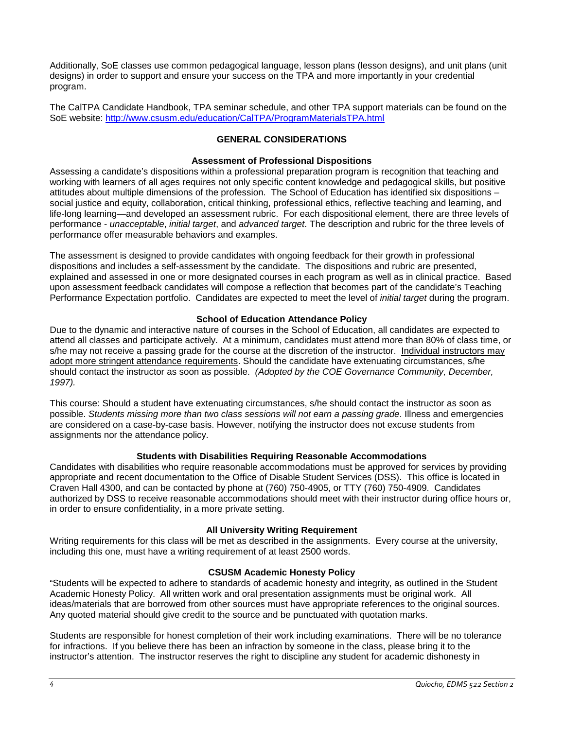Additionally, SoE classes use common pedagogical language, lesson plans (lesson designs), and unit plans (unit designs) in order to support and ensure your success on the TPA and more importantly in your credential program.

The CalTPA Candidate Handbook, TPA seminar schedule, and other TPA support materials can be found on the SoE website: [http://www.csusm.edu/education/CalTPA/ProgramMaterialsTPA.html](http://www.csusm.edu/education/CalTPA/ProgramMaterialsTPA.html)

## GENERAL CONSIDERATIONS

### Assessment of Professional Dispositions

Assessing a candidate's dispositions within a professional preparation program is recognition that teaching and working with learners of all ages requires not only specific content knowledge and pedagogical skills, but positive attitudes about multiple dimensions of the profession. The School of Education has identified six dispositions – social justice and equity, collaboration, critical thinking, professional ethics, reflective teaching and learning, and life-long learning—and developed an assessment rubric. For each dispositional element, there are three levels of performance - *unacceptable*, *initial target*, and *advanced target*. The description and rubric for the three levels of performance offer measurable behaviors and examples.

The assessment is designed to provide candidates with ongoing feedback for their growth in professional dispositions and includes a self-assessment by the candidate. The dispositions and rubric are presented, explained and assessed in one or more designated courses in each program as well as in clinical practice. Based upon assessment feedback candidates will compose a reflection that becomes part of the candidate's Teaching Performance Expectation portfolio. Candidates are expected to meet the level of *initial target* during the program.

### School of Education Attendance Policy

Due to the dynamic and interactive nature of courses in the School of Education, all candidates are expected to attend all classes and participate actively. At a minimum, candidates must attend more than 80% of class time, or s/he may not receive a passing grade for the course at the discretion of the instructor. Individual instructors may adopt more stringent attendance requirements. Should the candidate have extenuating circumstances, s/he should contact the instructor as soon as possible. *(Adopted by the COE Governance Community, December, 1997).*

This course: Should a student have extenuating circumstances, s/he should contact the instructor as soon as possible. *Students missing more than two class sessions will not earn a passing grade*. Illness and emergencies are considered on a case-by-case basis. However, notifying the instructor does not excuse students from assignments nor the attendance policy.

### Students with Disabilities Requiring Reasonable Accommodations

Candidates with disabilities who require reasonable accommodations must be approved for services by providing appropriate and recent documentation to the Office of Disable Student Services (DSS). This office is located in Craven Hall 4300, and can be contacted by phone at (760) 750-4905, or TTY (760) 750-4909. Candidates authorized by DSS to receive reasonable accommodations should meet with their instructor during office hours or, in order to ensure confidentiality, in a more private setting.

### All University Writing Requirement

Writing requirements for this class will be met as described in the assignments. Every course at the university, including this one, must have a writing requirement of at least 2500 words.

### CSUSM Academic Honesty Policy

"Students will be expected to adhere to standards of academic honesty and integrity, as outlined in the Student Academic Honesty Policy. All written work and oral presentation assignments must be original work. All ideas/materials that are borrowed from other sources must have appropriate references to the original sources. Any quoted material should give credit to the source and be punctuated with quotation marks.

Students are responsible for honest completion of their work including examinations. There will be no tolerance for infractions. If you believe there has been an infraction by someone in the class, please bring it to the instructor's attention. The instructor reserves the right to discipline any student for academic dishonesty in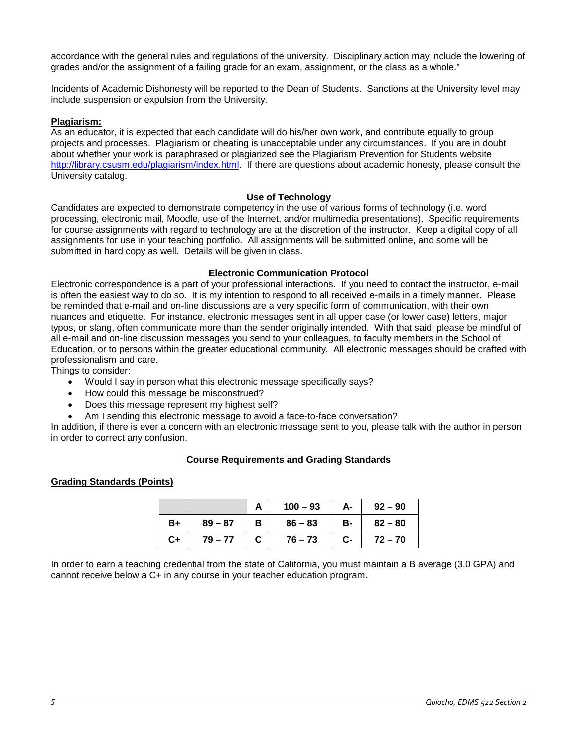accordance with the general rules and regulations of the university. Disciplinary action may include the lowering of grades and/or the assignment of a failing grade for an exam, assignment, or the class as a whole."

Incidents of Academic Dishonesty will be reported to the Dean of Students. Sanctions at the University level may include suspension or expulsion from the University.

**Plagiarism:**

As an educator, it is expected that each candidate will do his/her own work, and contribute equally to group projects and processes. Plagiarism or cheating is unacceptable under any circumstances. If you are in doubt about whether your work is paraphrased or plagiarized see the Plagiarism Prevention for Students website http://library.csusm.edu/plagiarism/index.html. If there are questions about academic honesty, please consult the University catalog.

### Use of Technology

Candidates are expected to demonstrate competency in the use of various forms of technology (i.e. word processing, electronic mail, Moodle, use of the Internet, and/or multimedia presentations). Specific requirements for course assignments with regard to technology are at the discretion of the instructor. Keep a digital copy of all assignments for use in your teaching portfolio. All assignments will be submitted online, and some will be submitted in hard copy as well. Details will be given in class.

### Electronic Communication Protocol

Electronic correspondence is a part of your professional interactions. If you need to contact the instructor, e-mail is often the easiest way to do so. It is my intention to respond to all received e-mails in a timely manner. Please be reminded that e-mail and on-line discussions are a very specific form of communication, with their own nuances and etiquette. For instance, electronic messages sent in all upper case (or lower case) letters, major typos, or slang, often communicate more than the sender originally intended. With that said, please be mindful of all e-mail and on-line discussion messages you send to your colleagues, to faculty members in the School of Education, or to persons within the greater educational community. All electronic messages should be crafted with professionalism and care.

Things to consider:

- Would I say in person what this electronic message specifically says?
- How could this message be misconstrued?
- Does this message represent my highest self?
- Am I sending this electronic message to avoid a face-to-face conversation?

In addition, if there is ever a concern with an electronic message sent to you, please talk with the author in person in order to correct any confusion.

### Course Requirements and Grading Standards

**Grading Standards (Points)**

| | | A | 100 – 93 | A- | 92 – 90 |
|---|---|---|---|---|---|
| B+ | 89 – 87 | B | 86 – 83 | B- | 82 – 80 |
| C+ | 79 – 77 | C | 76 – 73 | C- | 72 – 70 |

In order to earn a teaching credential from the state of California, you must maintain a B average (3.0 GPA) and cannot receive below a C+ in any course in your teacher education program.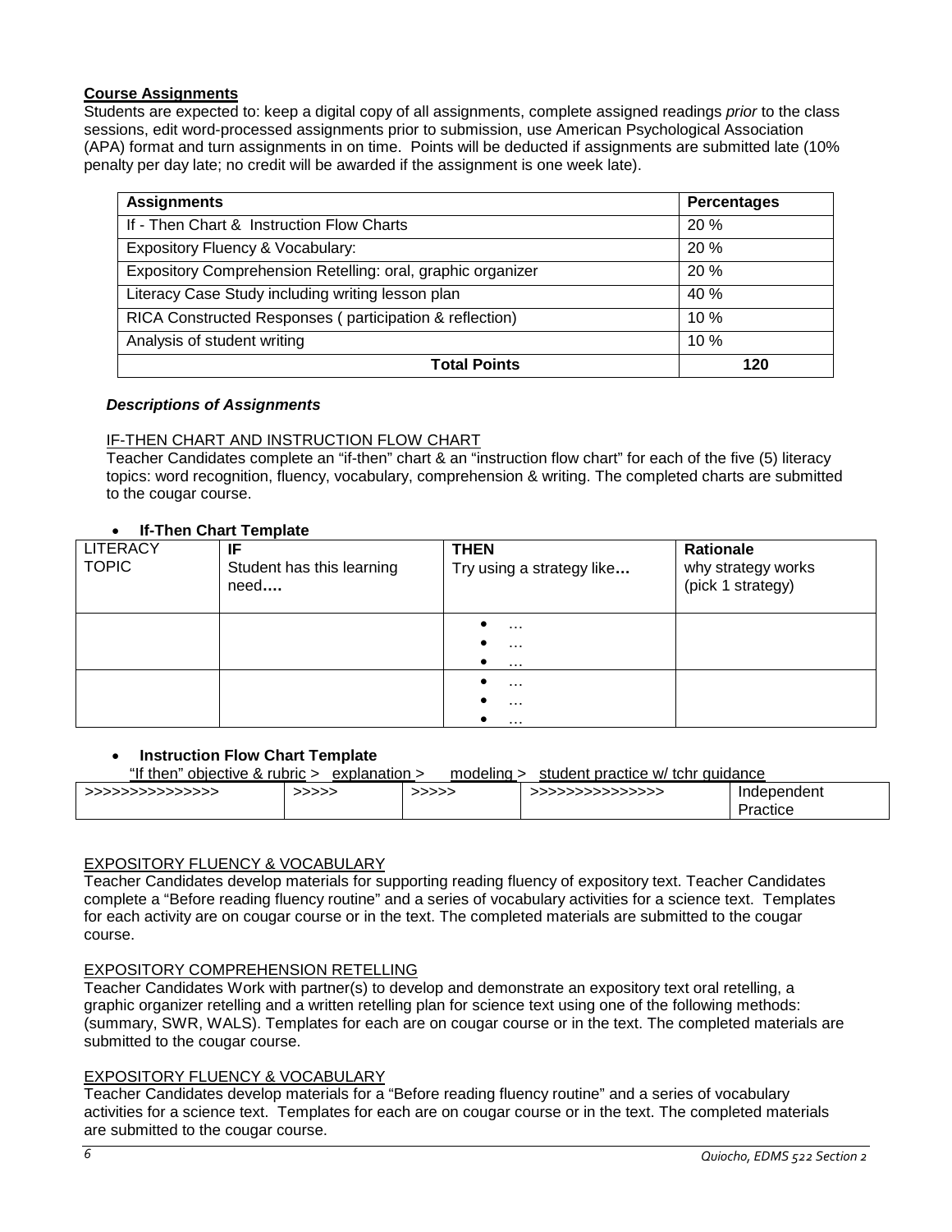**Course Assignments**

Students are expected to: keep a digital copy of all assignments, complete assigned readings *prior* to the class sessions, edit word-processed assignments prior to submission, use American Psychological Association (APA) format and turn assignments in on time. Points will be deducted if assignments are submitted late (10% penalty per day late; no credit will be awarded if the assignment is one week late).

| Assignments | Percentages |
| --- | --- |
| If - Then Chart & Instruction Flow Charts | 20 % |
| Expository Fluency & Vocabulary: | 20 % |
| Expository Comprehension Retelling: oral, graphic organizer | 20 % |
| Literacy Case Study including writing lesson plan | 40 % |
| RICA Constructed Responses ( participation & reflection) | 10 % |
| Analysis of student writing | 10 % |
| **Total Points** | **120** |

***Descriptions of Assignments***

IF-THEN CHART AND INSTRUCTION FLOW CHART

Teacher Candidates complete an "if-then" chart & an "instruction flow chart" for each of the five (5) literacy topics: word recognition, fluency, vocabulary, comprehension & writing. The completed charts are submitted to the cougar course.

- **If-Then Chart Template**

| LITERACY TOPIC | **IF** Student has this learning need**….** | **THEN** Try using a strategy like**…** | **Rationale** why strategy works (pick 1 strategy) |
| --- | --- | --- | --- |
| | | • … • … • … | |
| | | • … • … • … | |

- **Instruction Flow Chart Template**

"If then" objective & rubric > explanation > modeling > student practice w/ tchr guidance

| >>>>>>>>>>>>>>> | >>>>> | >>>>> | >>>>>>>>>>>>>>> | Independent Practice |
| --- | --- | --- | --- | --- |

EXPOSITORY FLUENCY & VOCABULARY

Teacher Candidates develop materials for supporting reading fluency of expository text. Teacher Candidates complete a "Before reading fluency routine" and a series of vocabulary activities for a science text. Templates for each activity are on cougar course or in the text. The completed materials are submitted to the cougar course.

EXPOSITORY COMPREHENSION RETELLING

Teacher Candidates Work with partner(s) to develop and demonstrate an expository text oral retelling, a graphic organizer retelling and a written retelling plan for science text using one of the following methods: (summary, SWR, WALS). Templates for each are on cougar course or in the text. The completed materials are submitted to the cougar course.

EXPOSITORY FLUENCY & VOCABULARY

Teacher Candidates develop materials for a "Before reading fluency routine" and a series of vocabulary activities for a science text. Templates for each are on cougar course or in the text. The completed materials are submitted to the cougar course.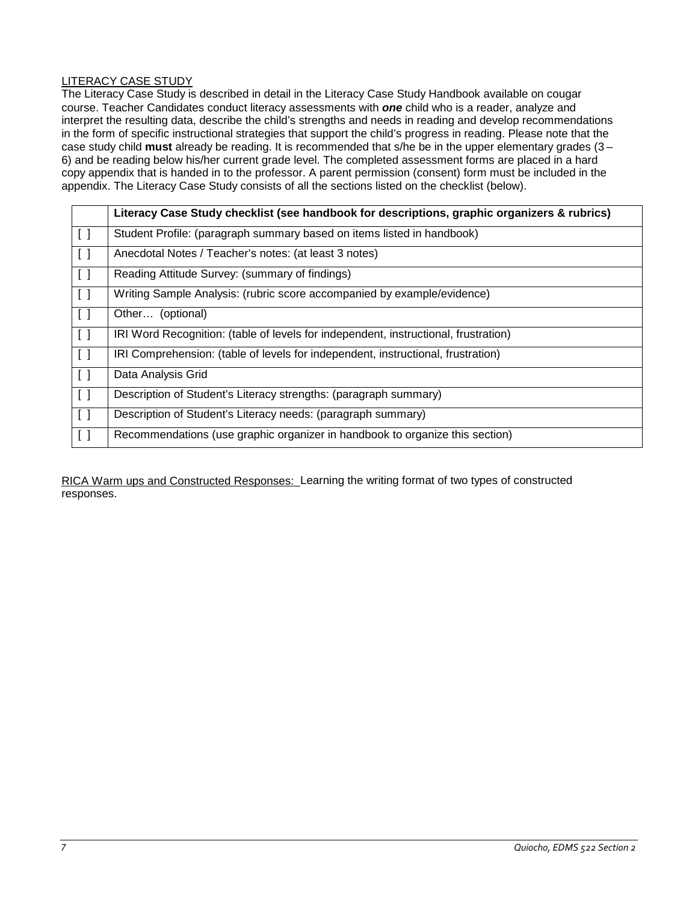LITERACY CASE STUDY

The Literacy Case Study is described in detail in the Literacy Case Study Handbook available on cougar course. Teacher Candidates conduct literacy assessments with ***one*** child who is a reader, analyze and interpret the resulting data, describe the child's strengths and needs in reading and develop recommendations in the form of specific instructional strategies that support the child's progress in reading. Please note that the case study child **must** already be reading. It is recommended that s/he be in the upper elementary grades (3 – 6) and be reading below his/her current grade level. The completed assessment forms are placed in a hard copy appendix that is handed in to the professor. A parent permission (consent) form must be included in the appendix. The Literacy Case Study consists of all the sections listed on the checklist (below).

| | **Literacy Case Study checklist (see handbook for descriptions, graphic organizers & rubrics)** |
|---|---|
| [ ] | Student Profile: (paragraph summary based on items listed in handbook) |
| [ ] | Anecdotal Notes / Teacher's notes: (at least 3 notes) |
| [ ] | Reading Attitude Survey: (summary of findings) |
| [ ] | Writing Sample Analysis: (rubric score accompanied by example/evidence) |
| [ ] | Other… (optional) |
| [ ] | IRI Word Recognition: (table of levels for independent, instructional, frustration) |
| [ ] | IRI Comprehension: (table of levels for independent, instructional, frustration) |
| [ ] | Data Analysis Grid |
| [ ] | Description of Student's Literacy strengths: (paragraph summary) |
| [ ] | Description of Student's Literacy needs: (paragraph summary) |
| [ ] | Recommendations (use graphic organizer in handbook to organize this section) |

RICA Warm ups and Constructed Responses: Learning the writing format of two types of constructed responses.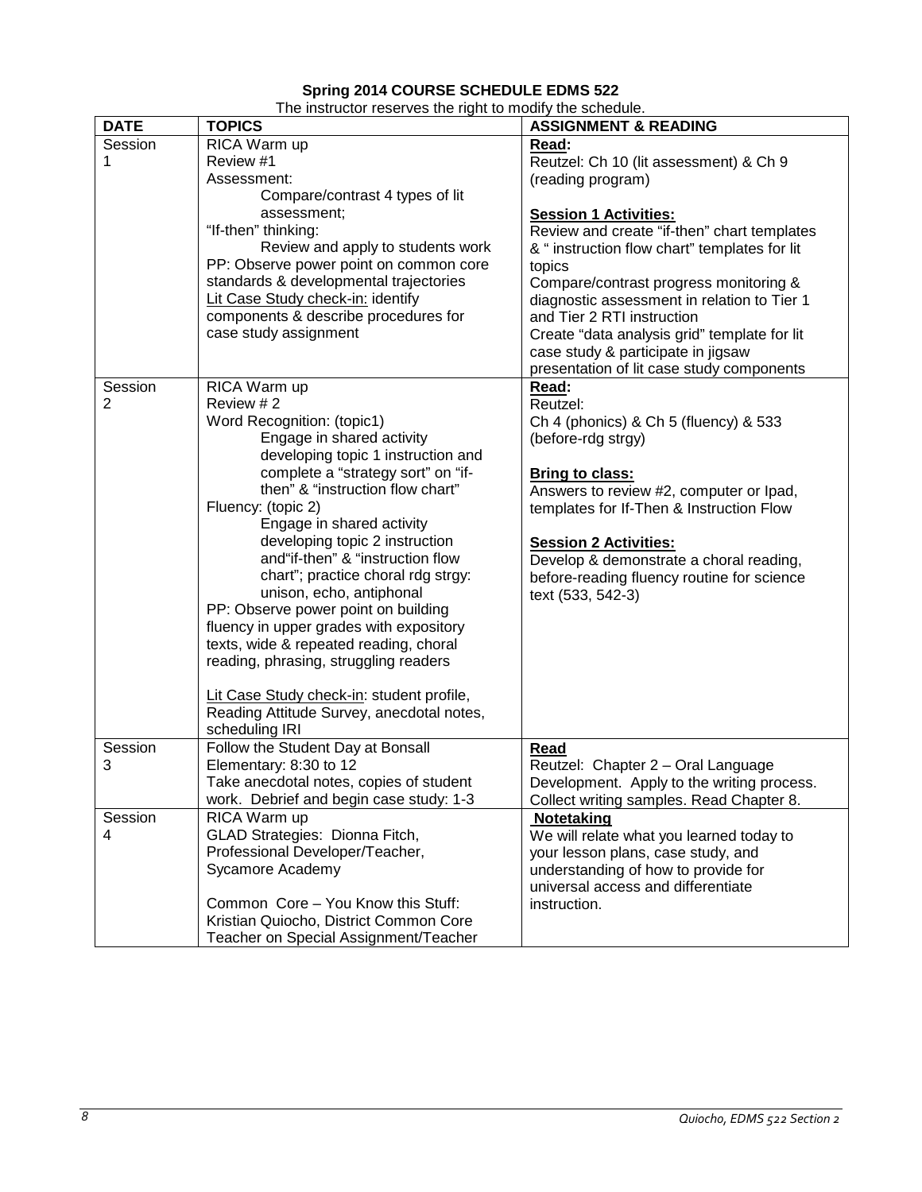**Spring 2014 COURSE SCHEDULE EDMS 522**

The instructor reserves the right to modify the schedule.

| DATE | TOPICS | ASSIGNMENT & READING |
|---|---|---|
| Session 1 | RICA Warm up<br>Review #1<br>Assessment:<br>Compare/contrast 4 types of lit assessment;<br>"If-then" thinking:<br>Review and apply to students work<br>PP: Observe power point on common core standards & developmental trajectories<br>Lit Case Study check-in: identify components & describe procedures for case study assignment | **Read:**<br>Reutzel: Ch 10 (lit assessment) & Ch 9 (reading program)<br><br>**Session 1 Activities:**<br>Review and create "if-then" chart templates & " instruction flow chart" templates for lit topics<br>Compare/contrast progress monitoring & diagnostic assessment in relation to Tier 1 and Tier 2 RTI instruction<br>Create "data analysis grid" template for lit case study & participate in jigsaw presentation of lit case study components |
| Session 2 | RICA Warm up<br>Review # 2<br>Word Recognition: (topic1)<br>Engage in shared activity developing topic 1 instruction and complete a "strategy sort" on "if-then" & "instruction flow chart"<br>Fluency: (topic 2)<br>Engage in shared activity developing topic 2 instruction and"if-then" & "instruction flow chart"; practice choral rdg strgy: unison, echo, antiphonal<br>PP: Observe power point on building fluency in upper grades with expository texts, wide & repeated reading, choral reading, phrasing, struggling readers<br><br>Lit Case Study check-in: student profile, Reading Attitude Survey, anecdotal notes, scheduling IRI | **Read:**<br>Reutzel:<br>Ch 4 (phonics) & Ch 5 (fluency) & 533 (before-rdg strgy)<br><br>**Bring to class:**<br>Answers to review #2, computer or Ipad, templates for If-Then & Instruction Flow<br><br>**Session 2 Activities:**<br>Develop & demonstrate a choral reading, before-reading fluency routine for science text (533, 542-3) |
| Session 3 | Follow the Student Day at Bonsall Elementary: 8:30 to 12<br>Take anecdotal notes, copies of student work. Debrief and begin case study: 1-3 | **Read**<br>Reutzel: Chapter 2 – Oral Language Development. Apply to the writing process. Collect writing samples. Read Chapter 8. |
| Session 4 | RICA Warm up<br>GLAD Strategies: Dionna Fitch, Professional Developer/Teacher, Sycamore Academy<br><br>Common Core – You Know this Stuff: Kristian Quiocho, District Common Core Teacher on Special Assignment/Teacher | **Notetaking**<br>We will relate what you learned today to your lesson plans, case study, and understanding of how to provide for universal access and differentiate instruction. |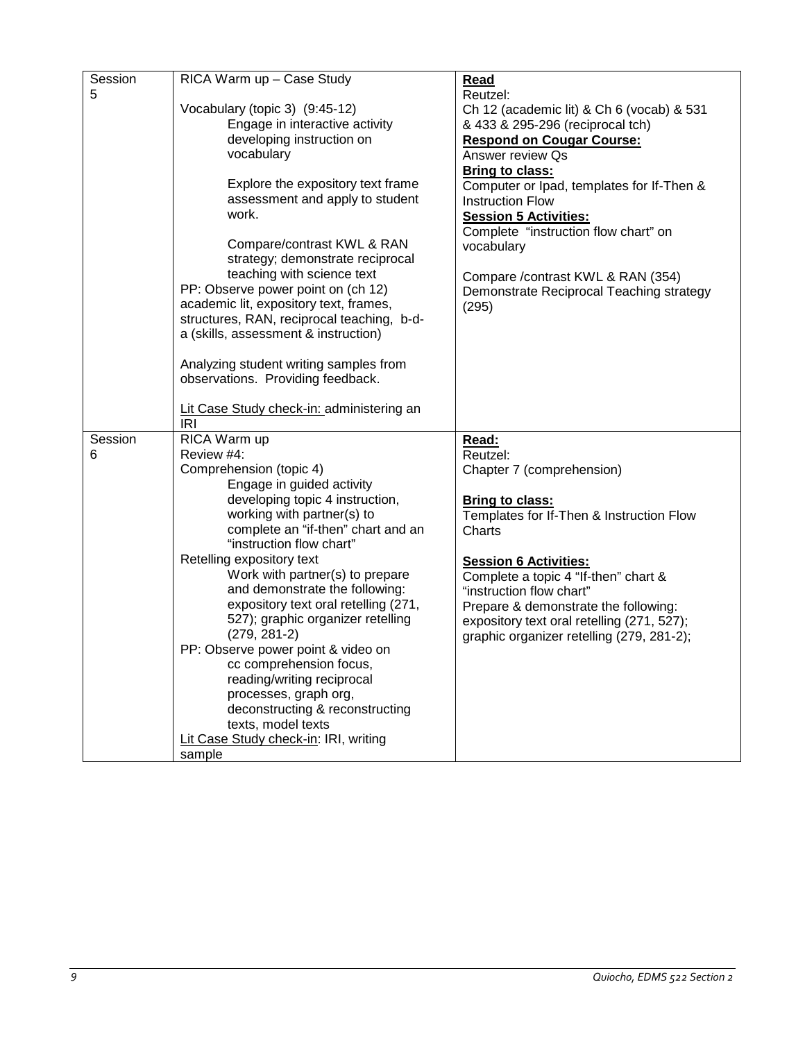| Session 5 | RICA Warm up – Case Study<br><br>Vocabulary (topic 3) (9:45-12)<br>Engage in interactive activity developing instruction on vocabulary<br><br>Explore the expository text frame assessment and apply to student work.<br><br>Compare/contrast KWL & RAN strategy; demonstrate reciprocal teaching with science text<br>PP: Observe power point on (ch 12) academic lit, expository text, frames, structures, RAN, reciprocal teaching, b-d-a (skills, assessment & instruction)<br><br>Analyzing student writing samples from observations. Providing feedback.<br><br><u>Lit Case Study check-in:</u> administering an IRI | **<u>Read</u>**<br>Reutzel:<br>Ch 12 (academic lit) & Ch 6 (vocab) & 531 & 433 & 295-296 (reciprocal tch)<br>**<u>Respond on Cougar Course:</u>**<br>Answer review Qs<br>**<u>Bring to class:</u>**<br>Computer or Ipad, templates for If-Then & Instruction Flow<br>**<u>Session 5 Activities:</u>**<br>Complete "instruction flow chart" on vocabulary<br><br>Compare /contrast KWL & RAN (354)<br>Demonstrate Reciprocal Teaching strategy (295) |
|---|---|---|
| Session 6 | RICA Warm up<br>Review #4:<br>Comprehension (topic 4)<br>Engage in guided activity developing topic 4 instruction, working with partner(s) to complete an "if-then" chart and an "instruction flow chart"<br>Retelling expository text<br>Work with partner(s) to prepare and demonstrate the following: expository text oral retelling (271, 527); graphic organizer retelling (279, 281-2)<br>PP: Observe power point & video on cc comprehension focus, reading/writing reciprocal processes, graph org, deconstructing & reconstructing texts, model texts<br><u>Lit Case Study check-in</u>: IRI, writing sample | **<u>Read:</u>**<br>Reutzel:<br>Chapter 7 (comprehension)<br><br>**<u>Bring to class:</u>**<br>Templates for If-Then & Instruction Flow Charts<br><br>**<u>Session 6 Activities:</u>**<br>Complete a topic 4 "If-then" chart & "instruction flow chart"<br>Prepare & demonstrate the following: expository text oral retelling (271, 527); graphic organizer retelling (279, 281-2); |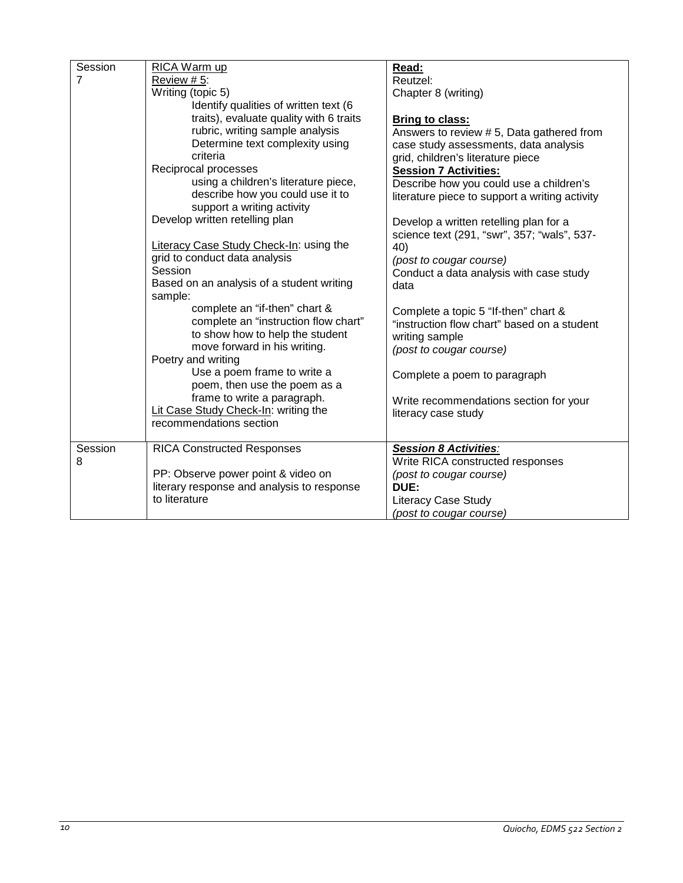| | | |
|---|---|---|
| Session 7 | RICA Warm up<br>Review # 5:<br>Writing (topic 5)<br>Identify qualities of written text (6 traits), evaluate quality with 6 traits rubric, writing sample analysis<br>Determine text complexity using criteria<br>Reciprocal processes<br>using a children's literature piece, describe how you could use it to support a writing activity<br>Develop written retelling plan<br><br>Literacy Case Study Check-In: using the grid to conduct data analysis<br>Session<br>Based on an analysis of a student writing sample:<br>complete an "if-then" chart & complete an "instruction flow chart" to show how to help the student move forward in his writing.<br>Poetry and writing<br>Use a poem frame to write a poem, then use the poem as a frame to write a paragraph.<br>Lit Case Study Check-In: writing the recommendations section | **Read:**<br>Reutzel:<br>Chapter 8 (writing)<br><br>**Bring to class:**<br>Answers to review # 5, Data gathered from case study assessments, data analysis grid, children's literature piece<br>**Session 7 Activities:**<br>Describe how you could use a children's literature piece to support a writing activity<br><br>Develop a written retelling plan for a science text (291, "swr", 357; "wals", 537-40)<br>*(post to cougar course)*<br>Conduct a data analysis with case study data<br><br>Complete a topic 5 "If-then" chart & "instruction flow chart" based on a student writing sample<br>*(post to cougar course)*<br><br>Complete a poem to paragraph<br><br>Write recommendations section for your literacy case study |
| Session 8 | RICA Constructed Responses<br><br>PP: Observe power point & video on literary response and analysis to response to literature | ***Session 8 Activities:***<br>Write RICA constructed responses<br>*(post to cougar course)*<br>**DUE:**<br>Literacy Case Study<br>*(post to cougar course)* |